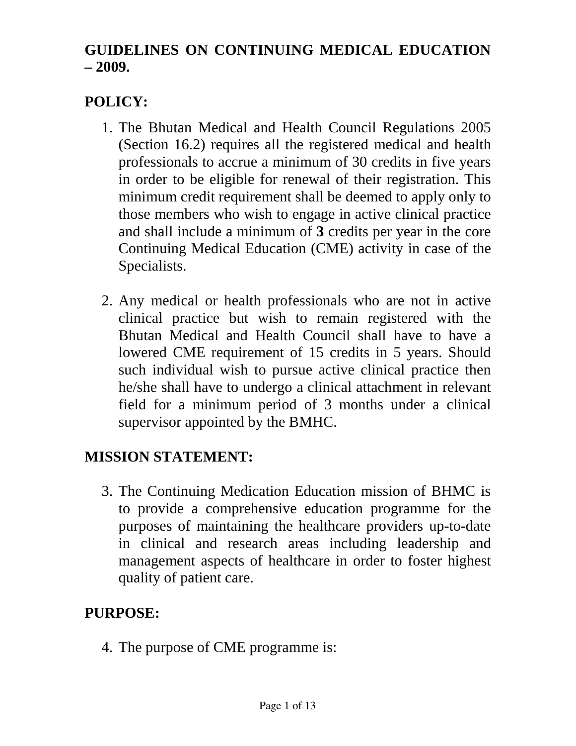# GUIDELINES ON CONTINUING MEDICAL EDUCATION – 2009.

## POLICY:

1. The Bhutan Medical and Health Council Regulations 2005 (Section 16.2) requires all the registered medical and health professionals to accrue a minimum of 30 credits in five years in order to be eligible for renewal of their registration. This minimum credit requirement shall be deemed to apply only to those members who wish to engage in active clinical practice and shall include a minimum of **3** credits per year in the core Continuing Medical Education (CME) activity in case of the Specialists.

2. Any medical or health professionals who are not in active clinical practice but wish to remain registered with the Bhutan Medical and Health Council shall have to have a lowered CME requirement of 15 credits in 5 years. Should such individual wish to pursue active clinical practice then he/she shall have to undergo a clinical attachment in relevant field for a minimum period of 3 months under a clinical supervisor appointed by the BMHC.

## MISSION STATEMENT:

3. The Continuing Medication Education mission of BHMC is to provide a comprehensive education programme for the purposes of maintaining the healthcare providers up-to-date in clinical and research areas including leadership and management aspects of healthcare in order to foster highest quality of patient care.

## PURPOSE:

4. The purpose of CME programme is: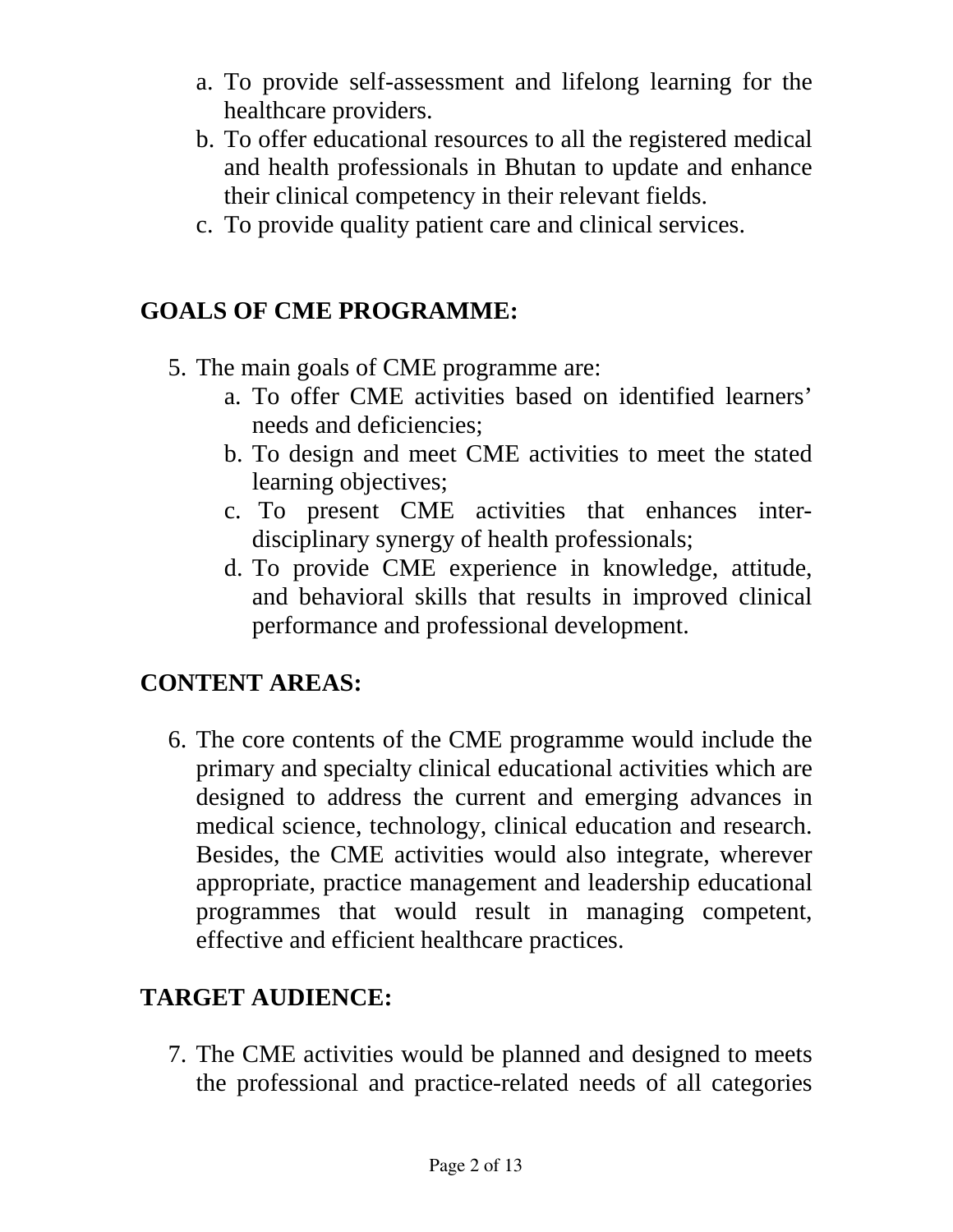a. To provide self-assessment and lifelong learning for the healthcare providers.
b. To offer educational resources to all the registered medical and health professionals in Bhutan to update and enhance their clinical competency in their relevant fields.
c. To provide quality patient care and clinical services.

## GOALS OF CME PROGRAMME:

5. The main goals of CME programme are:
   a. To offer CME activities based on identified learners' needs and deficiencies;
   b. To design and meet CME activities to meet the stated learning objectives;
   c. To present CME activities that enhances inter-disciplinary synergy of health professionals;
   d. To provide CME experience in knowledge, attitude, and behavioral skills that results in improved clinical performance and professional development.

## CONTENT AREAS:

6. The core contents of the CME programme would include the primary and specialty clinical educational activities which are designed to address the current and emerging advances in medical science, technology, clinical education and research. Besides, the CME activities would also integrate, wherever appropriate, practice management and leadership educational programmes that would result in managing competent, effective and efficient healthcare practices.

## TARGET AUDIENCE:

7. The CME activities would be planned and designed to meets the professional and practice-related needs of all categories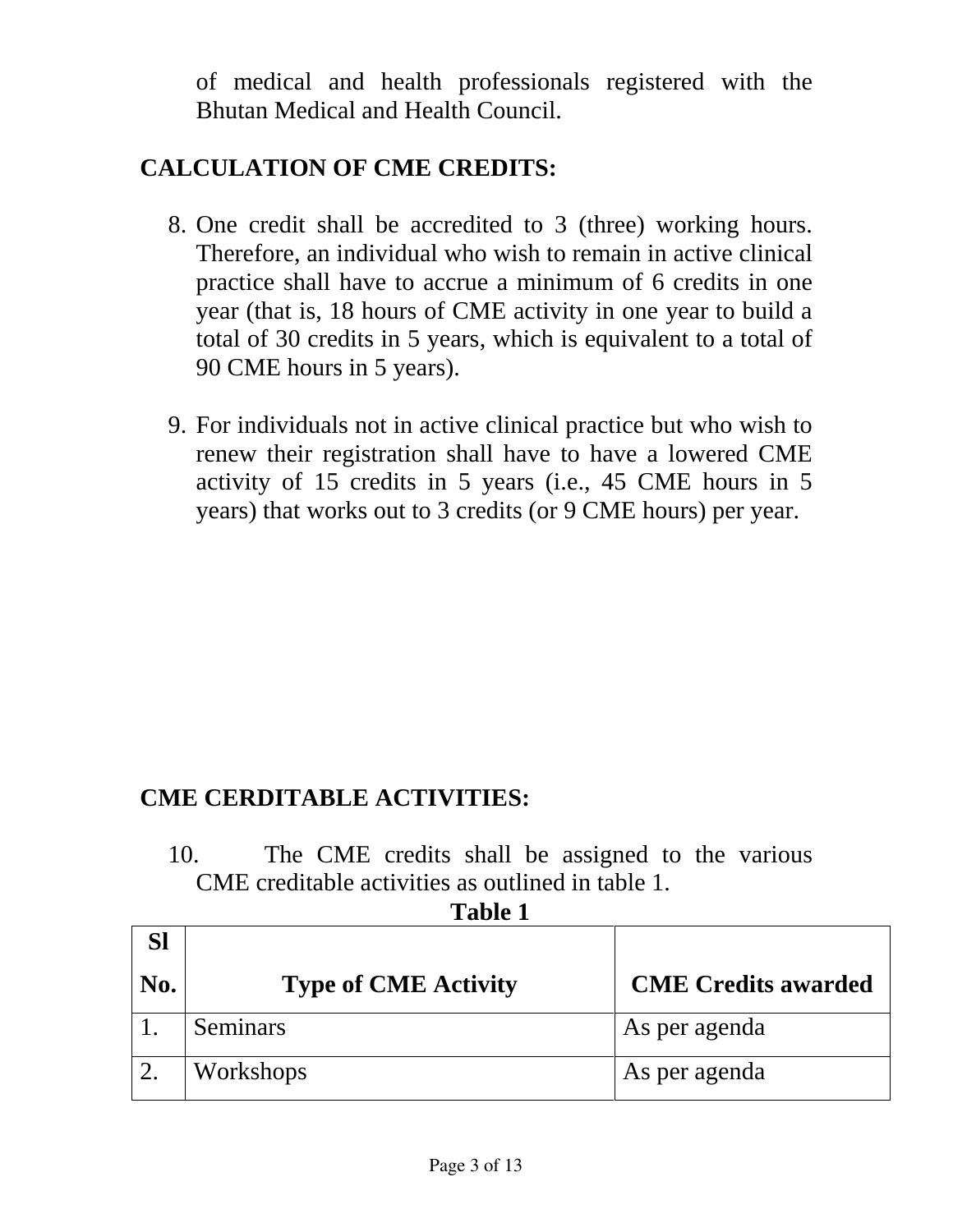of medical and health professionals registered with the Bhutan Medical and Health Council.

## CALCULATION OF CME CREDITS:

8. One credit shall be accredited to 3 (three) working hours. Therefore, an individual who wish to remain in active clinical practice shall have to accrue a minimum of 6 credits in one year (that is, 18 hours of CME activity in one year to build a total of 30 credits in 5 years, which is equivalent to a total of 90 CME hours in 5 years).

9. For individuals not in active clinical practice but who wish to renew their registration shall have to have a lowered CME activity of 15 credits in 5 years (i.e., 45 CME hours in 5 years) that works out to 3 credits (or 9 CME hours) per year.

## CME CERDITABLE ACTIVITIES:

10. The CME credits shall be assigned to the various CME creditable activities as outlined in table 1.

**Table 1**

| Sl No. | Type of CME Activity | CME Credits awarded |
|---|---|---|
| 1. | Seminars | As per agenda |
| 2. | Workshops | As per agenda |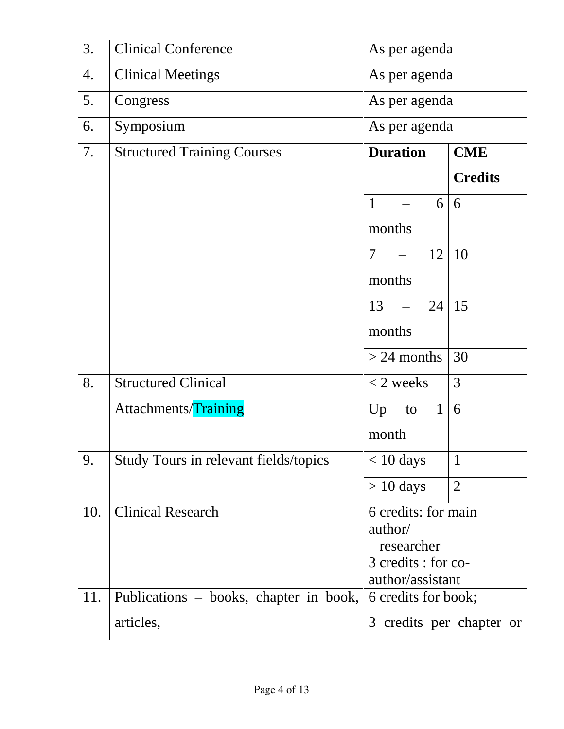| 3. | Clinical Conference | As per agenda | |
|---|---|---|---|
| 4. | Clinical Meetings | As per agenda | |
| 5. | Congress | As per agenda | |
| 6. | Symposium | As per agenda | |
| 7. | Structured Training Courses | **Duration** | **CME Credits** |
| | | 1 – 6 months | 6 |
| | | 7 – 12 months | 10 |
| | | 13 – 24 months | 15 |
| | | > 24 months | 30 |
| 8. | Structured Clinical Attachments/Training | < 2 weeks | 3 |
| | | Up to 1 month | 6 |
| 9. | Study Tours in relevant fields/topics | < 10 days | 1 |
| | | > 10 days | 2 |
| 10. | Clinical Research | 6 credits: for main author/ researcher<br>3 credits : for co-author/assistant | |
| 11. | Publications – books, chapter in book, articles, | 6 credits for book;<br>3 credits per chapter or | |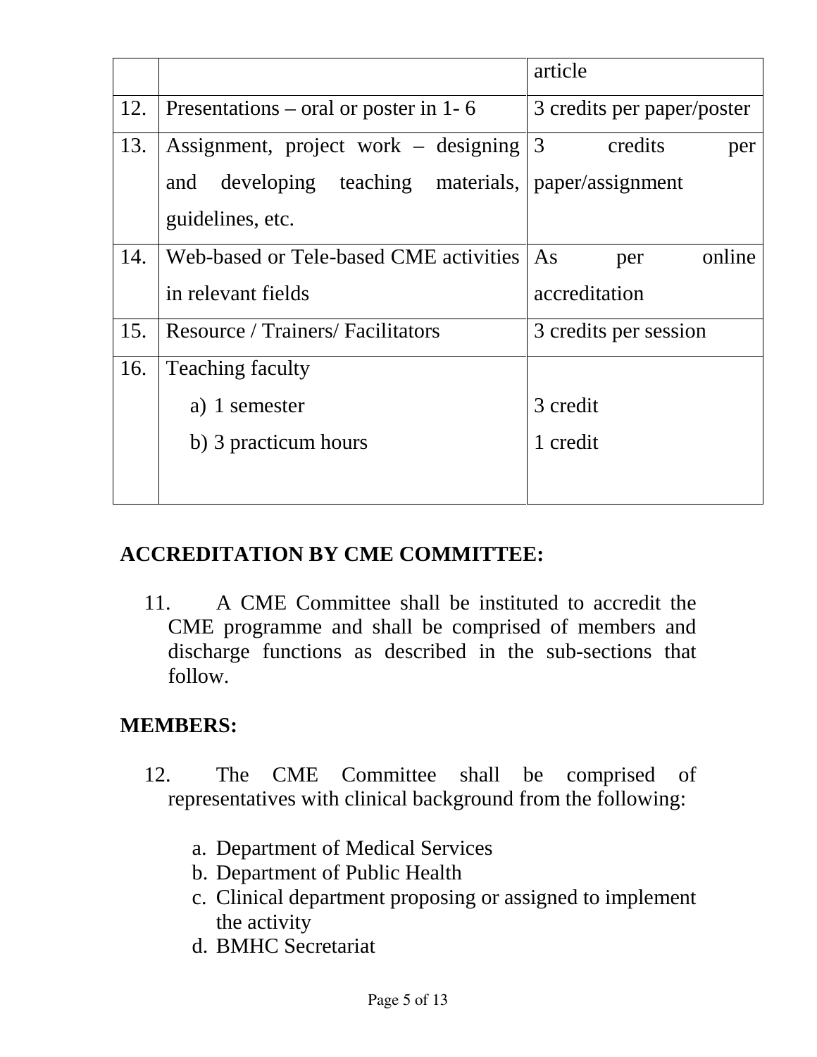| | | article |
|---|---|---|
| 12. | Presentations – oral or poster in 1- 6 | 3 credits per paper/poster |
| 13. | Assignment, project work – designing and developing teaching materials, guidelines, etc. | 3 credits per paper/assignment |
| 14. | Web-based or Tele-based CME activities in relevant fields | As per online accreditation |
| 15. | Resource / Trainers/ Facilitators | 3 credits per session |
| 16. | Teaching faculty<br>a) 1 semester<br>b) 3 practicum hours | <br>3 credit<br>1 credit |

## ACCREDITATION BY CME COMMITTEE:

11. A CME Committee shall be instituted to accredit the CME programme and shall be comprised of members and discharge functions as described in the sub-sections that follow.

## MEMBERS:

12. The CME Committee shall be comprised of representatives with clinical background from the following:

    a. Department of Medical Services
    b. Department of Public Health
    c. Clinical department proposing or assigned to implement the activity
    d. BMHC Secretariat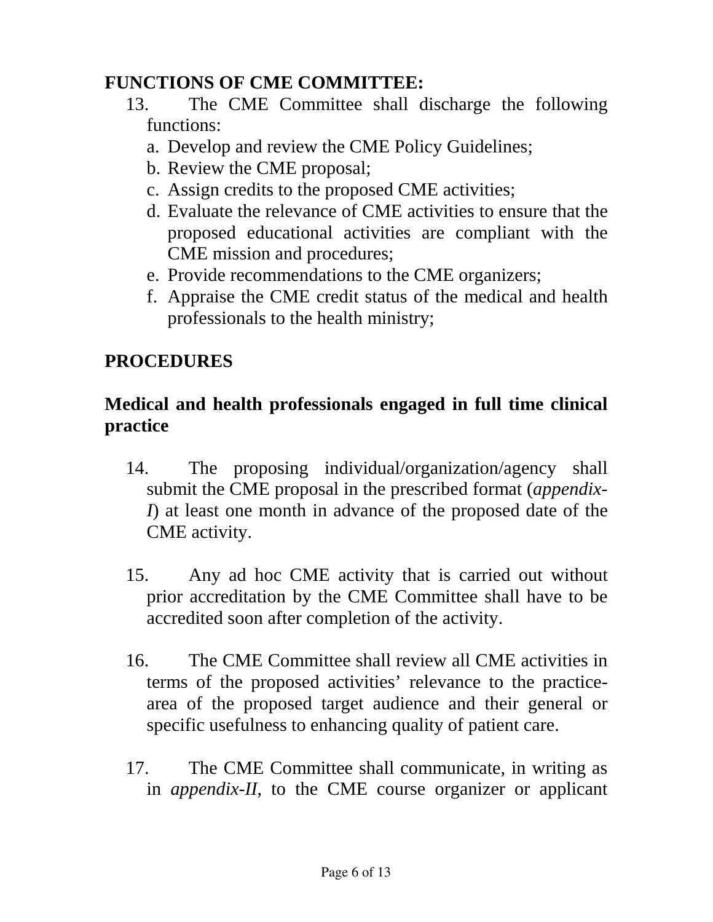**FUNCTIONS OF CME COMMITTEE:**

13. The CME Committee shall discharge the following functions:
    a. Develop and review the CME Policy Guidelines;
    b. Review the CME proposal;
    c. Assign credits to the proposed CME activities;
    d. Evaluate the relevance of CME activities to ensure that the proposed educational activities are compliant with the CME mission and procedures;
    e. Provide recommendations to the CME organizers;
    f. Appraise the CME credit status of the medical and health professionals to the health ministry;

**PROCEDURES**

**Medical and health professionals engaged in full time clinical practice**

14. The proposing individual/organization/agency shall submit the CME proposal in the prescribed format (*appendix-I*) at least one month in advance of the proposed date of the CME activity.

15. Any ad hoc CME activity that is carried out without prior accreditation by the CME Committee shall have to be accredited soon after completion of the activity.

16. The CME Committee shall review all CME activities in terms of the proposed activities' relevance to the practice-area of the proposed target audience and their general or specific usefulness to enhancing quality of patient care.

17. The CME Committee shall communicate, in writing as in *appendix-II*, to the CME course organizer or applicant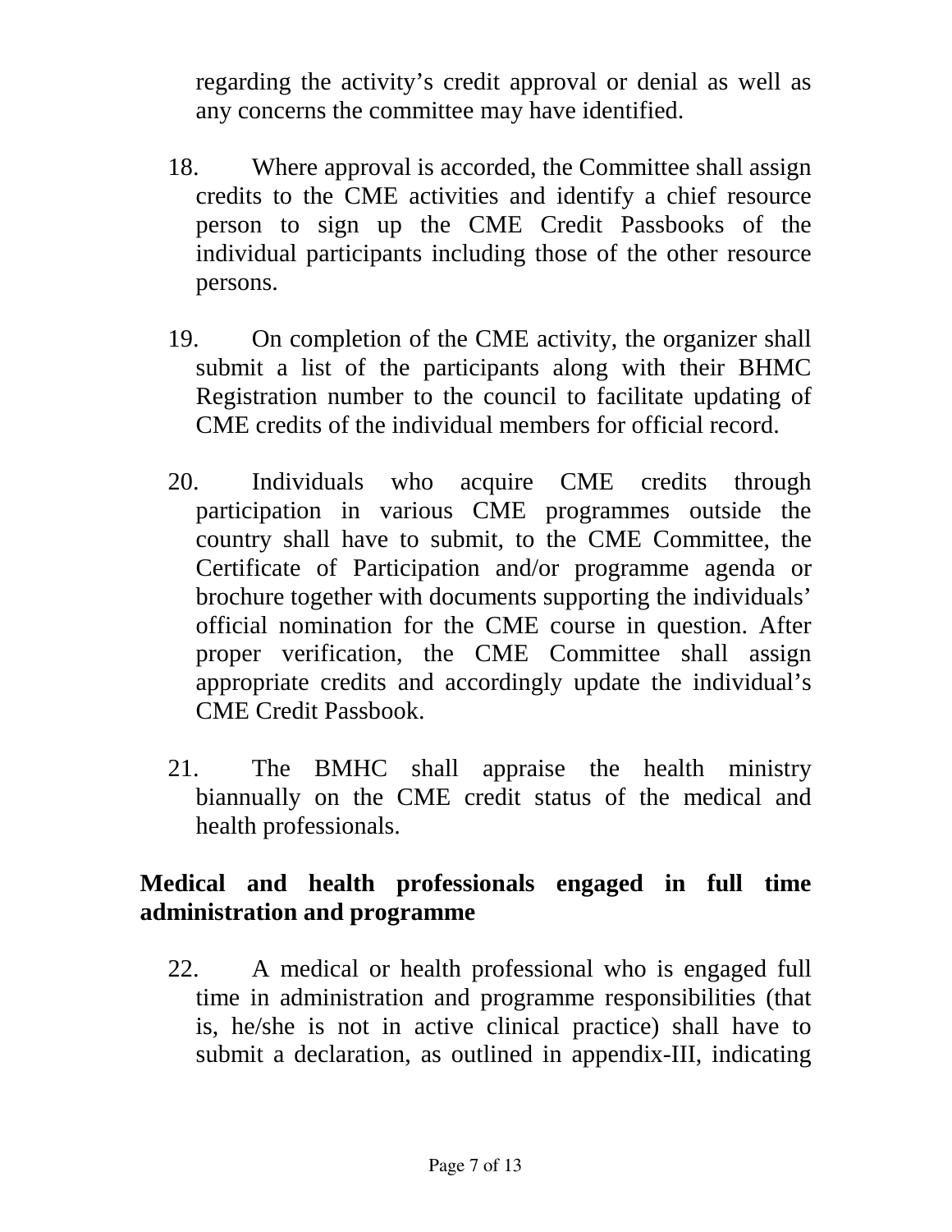regarding the activity's credit approval or denial as well as any concerns the committee may have identified.

18. Where approval is accorded, the Committee shall assign credits to the CME activities and identify a chief resource person to sign up the CME Credit Passbooks of the individual participants including those of the other resource persons.

19. On completion of the CME activity, the organizer shall submit a list of the participants along with their BHMC Registration number to the council to facilitate updating of CME credits of the individual members for official record.

20. Individuals who acquire CME credits through participation in various CME programmes outside the country shall have to submit, to the CME Committee, the Certificate of Participation and/or programme agenda or brochure together with documents supporting the individuals' official nomination for the CME course in question. After proper verification, the CME Committee shall assign appropriate credits and accordingly update the individual's CME Credit Passbook.

21. The BMHC shall appraise the health ministry biannually on the CME credit status of the medical and health professionals.

**Medical and health professionals engaged in full time administration and programme**

22. A medical or health professional who is engaged full time in administration and programme responsibilities (that is, he/she is not in active clinical practice) shall have to submit a declaration, as outlined in appendix-III, indicating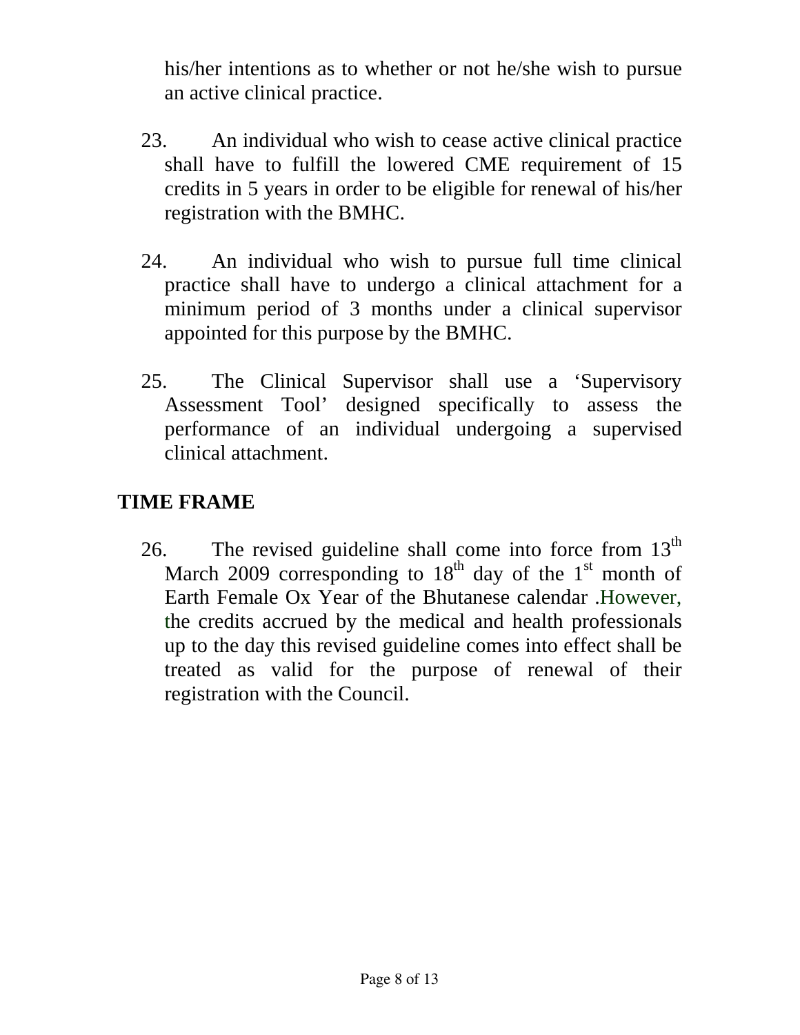his/her intentions as to whether or not he/she wish to pursue an active clinical practice.

23. An individual who wish to cease active clinical practice shall have to fulfill the lowered CME requirement of 15 credits in 5 years in order to be eligible for renewal of his/her registration with the BMHC.

24. An individual who wish to pursue full time clinical practice shall have to undergo a clinical attachment for a minimum period of 3 months under a clinical supervisor appointed for this purpose by the BMHC.

25. The Clinical Supervisor shall use a 'Supervisory Assessment Tool' designed specifically to assess the performance of an individual undergoing a supervised clinical attachment.

## TIME FRAME

26. The revised guideline shall come into force from 13th March 2009 corresponding to 18th day of the 1st month of Earth Female Ox Year of the Bhutanese calendar .However, the credits accrued by the medical and health professionals up to the day this revised guideline comes into effect shall be treated as valid for the purpose of renewal of their registration with the Council.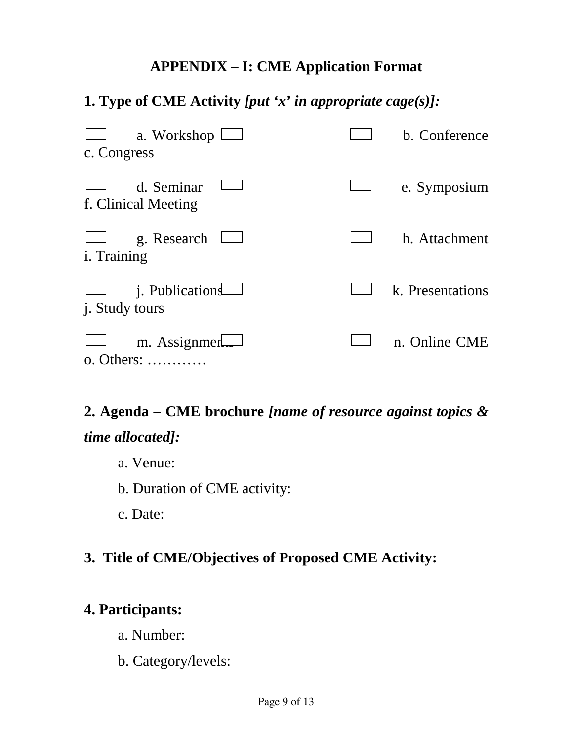## APPENDIX – I: CME Application Format

**1. Type of CME Activity** ***[put 'x' in appropriate cage(s)]:***

- [ ] a. Workshop
- [ ] b. Conference
- [ ] c. Congress
- [ ] d. Seminar
- [ ] e. Symposium
- [ ] f. Clinical Meeting
- [ ] g. Research
- [ ] h. Attachment
- [ ] i. Training
- [ ] j. Publications
- [ ] k. Presentations
- [ ] j. Study tours
- [ ] m. Assignments
- [ ] n. Online CME
- [ ] o. Others: …………

**2. Agenda – CME brochure** ***[name of resource against topics & time allocated]:***

a. Venue:

b. Duration of CME activity:

c. Date:

**3. Title of CME/Objectives of Proposed CME Activity:**

**4. Participants:**

a. Number:

b. Category/levels: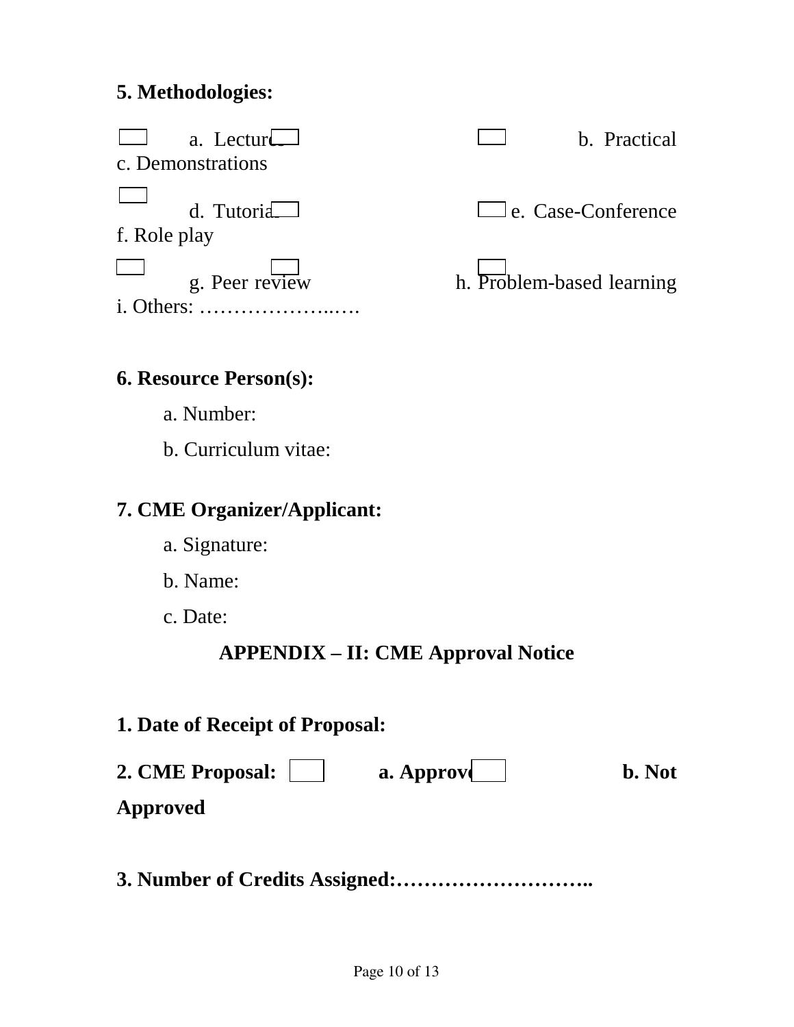**5. Methodologies:**

- ☐ a. Lectures
- ☐ b. Practical
- ☐ c. Demonstrations
- ☐ d. Tutorial
- ☐ e. Case-Conference
- ☐ f. Role play
- ☐ g. Peer review
- ☐ h. Problem-based learning
- ☐ i. Others: ………………..….

**6. Resource Person(s):**

a. Number:

b. Curriculum vitae:

**7. CME Organizer/Applicant:**

a. Signature:

b. Name:

c. Date:

## APPENDIX – II: CME Approval Notice

**1. Date of Receipt of Proposal:**

**2. CME Proposal:** ☐ **a. Approved** ☐ **b. Not Approved**

**3. Number of Credits Assigned:………………………..**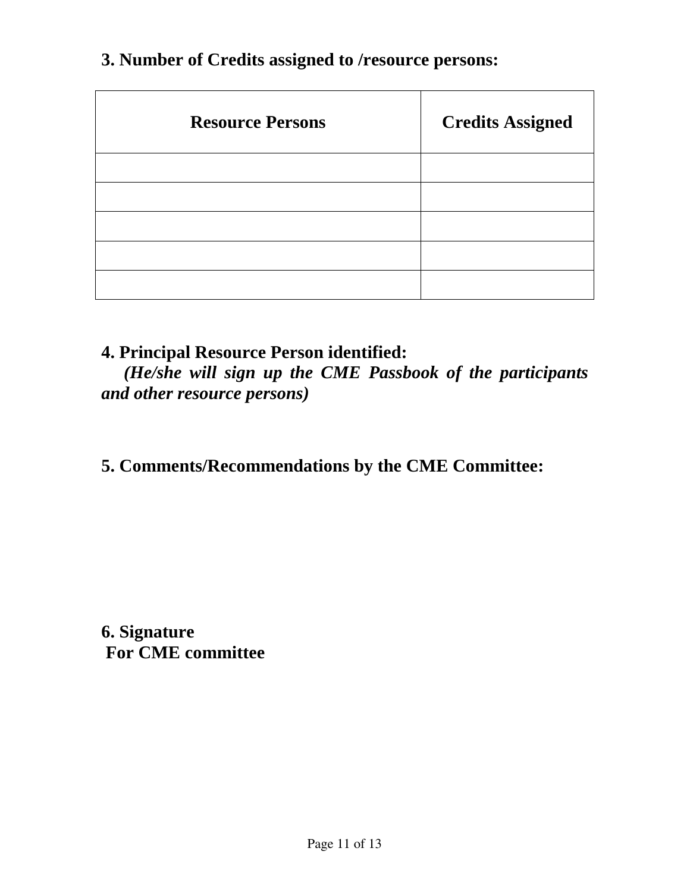**3. Number of Credits assigned to /resource persons:**

| Resource Persons | Credits Assigned |
|---|---|
| | |
| | |
| | |
| | |
| | |

**4. Principal Resource Person identified:**

***(He/she will sign up the CME Passbook of the participants and other resource persons)***

**5. Comments/Recommendations by the CME Committee:**

**6. Signature**

**For CME committee**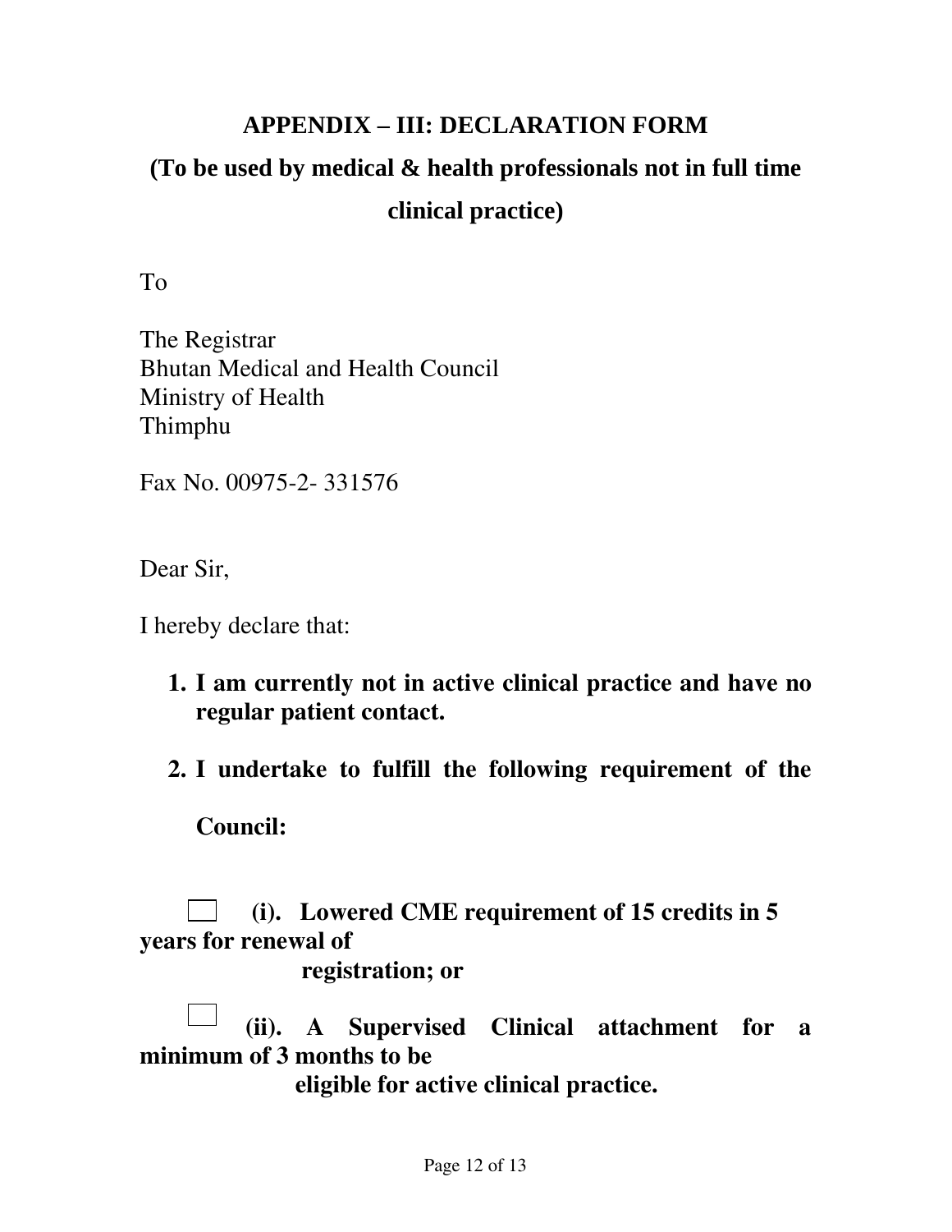## APPENDIX – III: DECLARATION FORM

## (To be used by medical & health professionals not in full time clinical practice)

To

The Registrar
Bhutan Medical and Health Council
Ministry of Health
Thimphu

Fax No. 00975-2- 331576

Dear Sir,

I hereby declare that:

1. **I am currently not in active clinical practice and have no regular patient contact.**
2. **I undertake to fulfill the following requirement of the Council:**

☐ **(i). Lowered CME requirement of 15 credits in 5 years for renewal of registration; or**

☐ **(ii). A Supervised Clinical attachment for a minimum of 3 months to be eligible for active clinical practice.**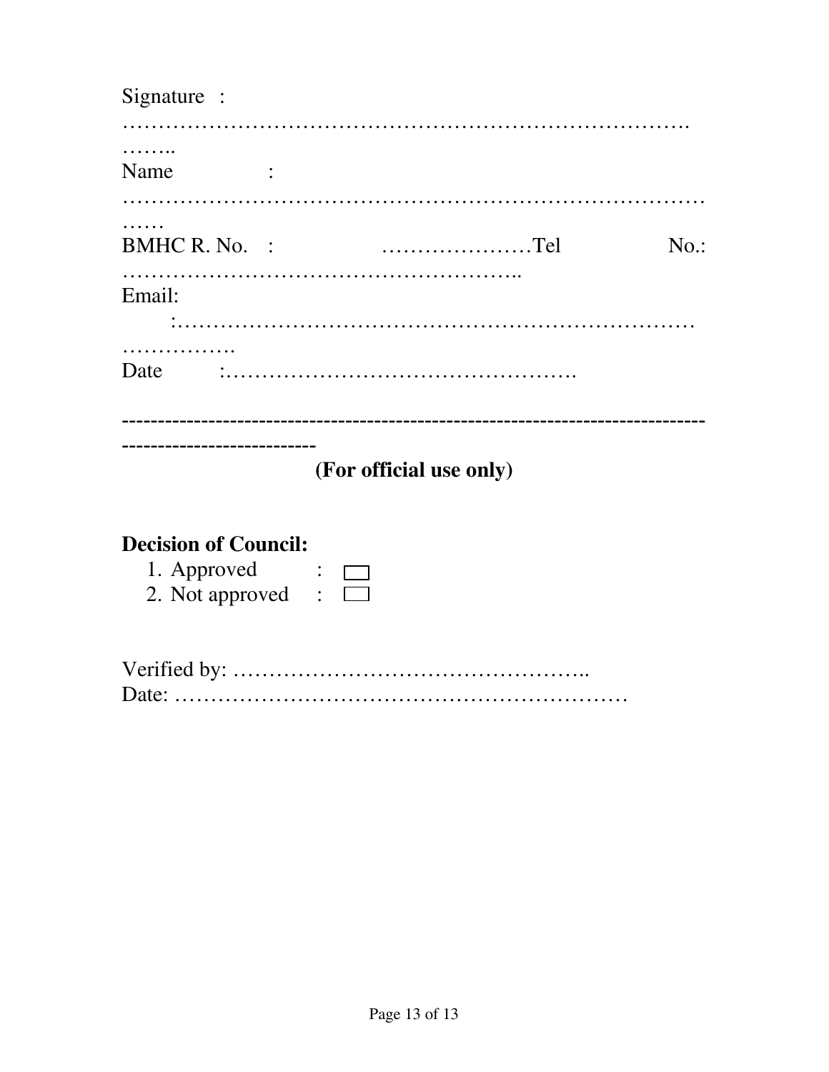Signature : ……………………………………………………………………….……..

Name : ………………………………………………………………………………

BMHC R. No. : …………………Tel No.: ………………………………………………..

Email: :……………………………………………………………………………….

Date :………………………………………….

-----------------------------------------------------------------------------------------------------------

**(For official use only)**

**Decision of Council:**

1. Approved : ☐
2. Not approved : ☐

Verified by: …………………………………………..

Date: ………………………………………………………